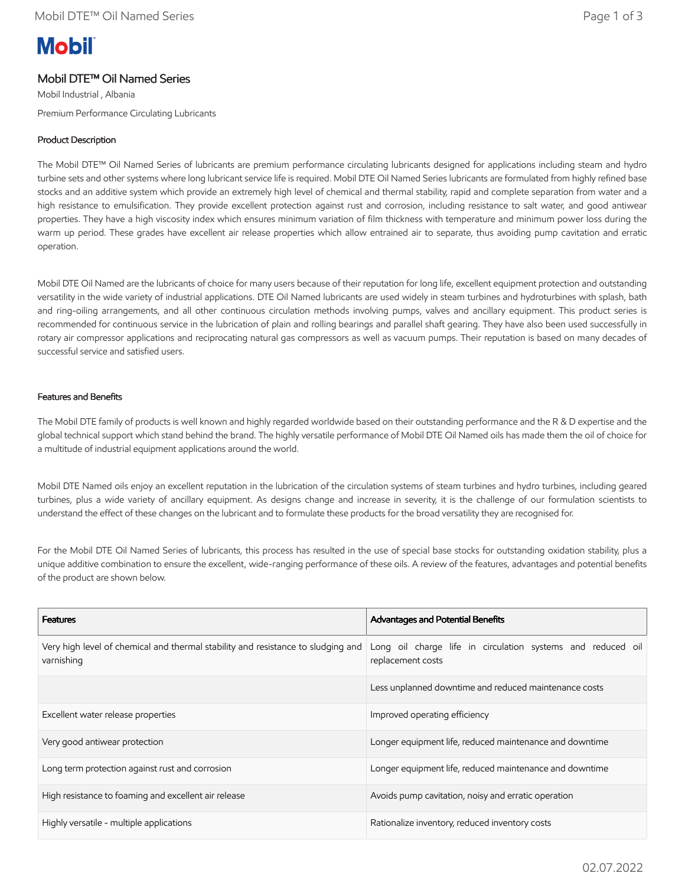Mobil

# Mobil DTE™ Oil Named Series

Mobil Industrial , Albania

Premium Performance Circulating Lubricants

## Product Description

The Mobil DTE™ Oil Named Series of lubricants are premium performance circulating lubricants designed for applications including steam and hydro turbine sets and other systems where long lubricant service life is required. Mobil DTE Oil Named Series lubricants are formulated from highly refined base stocks and an additive system which provide an extremely high level of chemical and thermal stability, rapid and complete separation from water and a high resistance to emulsification. They provide excellent protection against rust and corrosion, including resistance to salt water, and good antiwear properties. They have a high viscosity index which ensures minimum variation of film thickness with temperature and minimum power loss during the warm up period. These grades have excellent air release properties which allow entrained air to separate, thus avoiding pump cavitation and erratic operation.

Mobil DTE Oil Named are the lubricants of choice for many users because of their reputation for long life, excellent equipment protection and outstanding versatility in the wide variety of industrial applications. DTE Oil Named lubricants are used widely in steam turbines and hydroturbines with splash, bath and ring-oiling arrangements, and all other continuous circulation methods involving pumps, valves and ancillary equipment. This product series is recommended for continuous service in the lubrication of plain and rolling bearings and parallel shaft gearing. They have also been used successfully in rotary air compressor applications and reciprocating natural gas compressors as well as vacuum pumps. Their reputation is based on many decades of successful service and satisfied users.

## Features and Benefits

The Mobil DTE family of products is well known and highly regarded worldwide based on their outstanding performance and the R & D expertise and the global technical support which stand behind the brand. The highly versatile performance of Mobil DTE Oil Named oils has made them the oil of choice for a multitude of industrial equipment applications around the world.

Mobil DTE Named oils enjoy an excellent reputation in the lubrication of the circulation systems of steam turbines and hydro turbines, including geared turbines, plus a wide variety of ancillary equipment. As designs change and increase in severity, it is the challenge of our formulation scientists to understand the effect of these changes on the lubricant and to formulate these products for the broad versatility they are recognised for.

For the Mobil DTE Oil Named Series of lubricants, this process has resulted in the use of special base stocks for outstanding oxidation stability, plus a unique additive combination to ensure the excellent, wide-ranging performance of these oils. A review of the features, advantages and potential benefits of the product are shown below.

| Features | Advantages and Potential Benefits |
| --- | --- |
| Very high level of chemical and thermal stability and resistance to sludging and varnishing | Long oil charge life in circulation systems and reduced oil replacement costs |
| | Less unplanned downtime and reduced maintenance costs |
| Excellent water release properties | Improved operating efficiency |
| Very good antiwear protection | Longer equipment life, reduced maintenance and downtime |
| Long term protection against rust and corrosion | Longer equipment life, reduced maintenance and downtime |
| High resistance to foaming and excellent air release | Avoids pump cavitation, noisy and erratic operation |
| Highly versatile - multiple applications | Rationalize inventory, reduced inventory costs |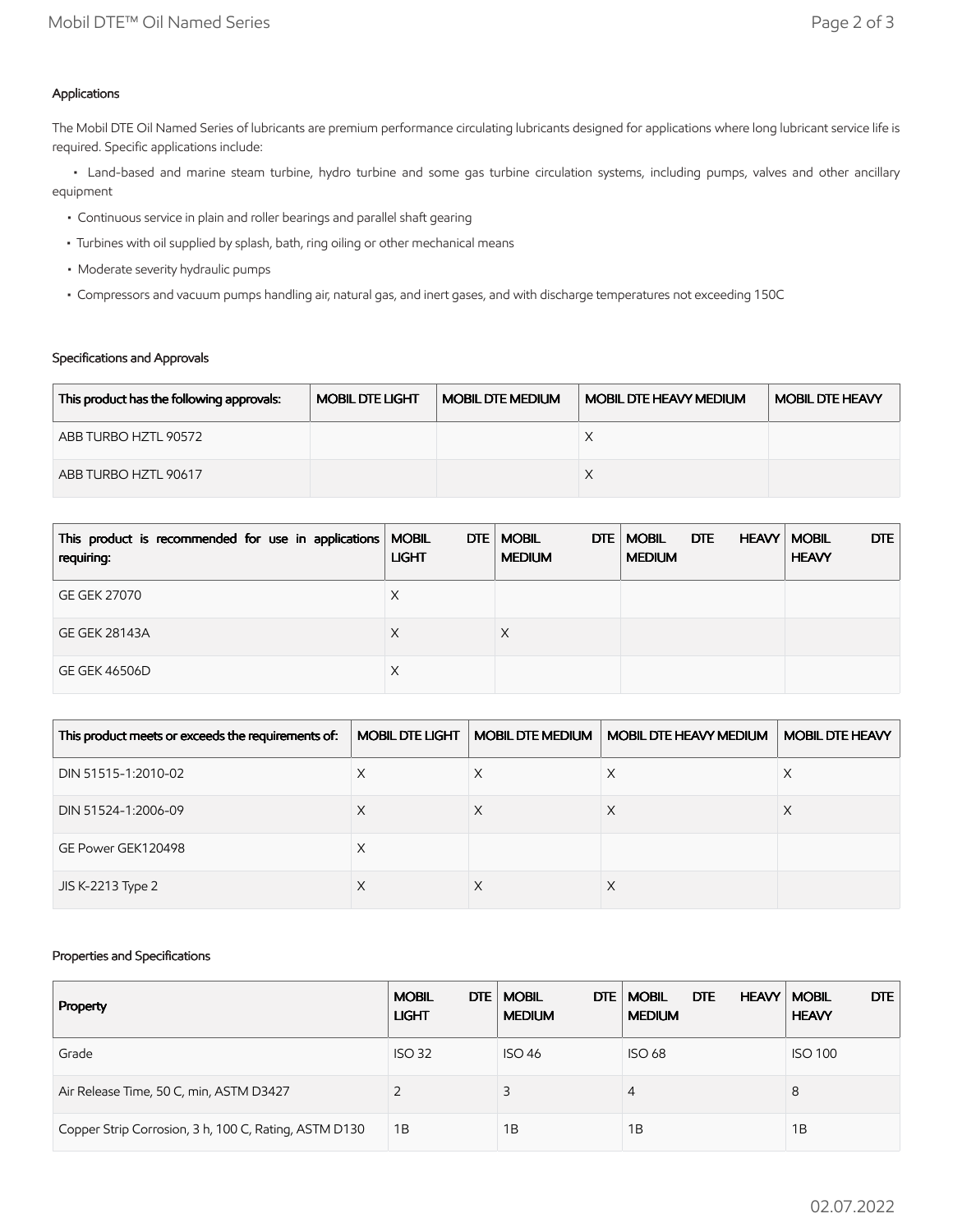### Applications

The Mobil DTE Oil Named Series of lubricants are premium performance circulating lubricants designed for applications where long lubricant service life is required. Specific applications include:

- Land-based and marine steam turbine, hydro turbine and some gas turbine circulation systems, including pumps, valves and other ancillary equipment
- Continuous service in plain and roller bearings and parallel shaft gearing
- Turbines with oil supplied by splash, bath, ring oiling or other mechanical means
- Moderate severity hydraulic pumps
- Compressors and vacuum pumps handling air, natural gas, and inert gases, and with discharge temperatures not exceeding 150C

### Specifications and Approvals

| This product has the following approvals: | MOBIL DTE LIGHT | MOBIL DTE MEDIUM | MOBIL DTE HEAVY MEDIUM | MOBIL DTE HEAVY |
|---|---|---|---|---|
| ABB TURBO HZTL 90572 | | | X | |
| ABB TURBO HZTL 90617 | | | X | |

| This product is recommended for use in applications requiring: | MOBIL DTE LIGHT | MOBIL DTE MEDIUM | MOBIL DTE HEAVY MEDIUM | MOBIL DTE HEAVY |
|---|---|---|---|---|
| GE GEK 27070 | X | | | |
| GE GEK 28143A | X | X | | |
| GE GEK 46506D | X | | | |

| This product meets or exceeds the requirements of: | MOBIL DTE LIGHT | MOBIL DTE MEDIUM | MOBIL DTE HEAVY MEDIUM | MOBIL DTE HEAVY |
|---|---|---|---|---|
| DIN 51515-1:2010-02 | X | X | X | X |
| DIN 51524-1:2006-09 | X | X | X | X |
| GE Power GEK120498 | X | | | |
| JIS K-2213 Type 2 | X | X | X | |

### Properties and Specifications

| Property | MOBIL DTE LIGHT | MOBIL DTE MEDIUM | MOBIL DTE HEAVY MEDIUM | MOBIL DTE HEAVY |
|---|---|---|---|---|
| Grade | ISO 32 | ISO 46 | ISO 68 | ISO 100 |
| Air Release Time, 50 C, min, ASTM D3427 | 2 | 3 | 4 | 8 |
| Copper Strip Corrosion, 3 h, 100 C, Rating, ASTM D130 | 1B | 1B | 1B | 1B |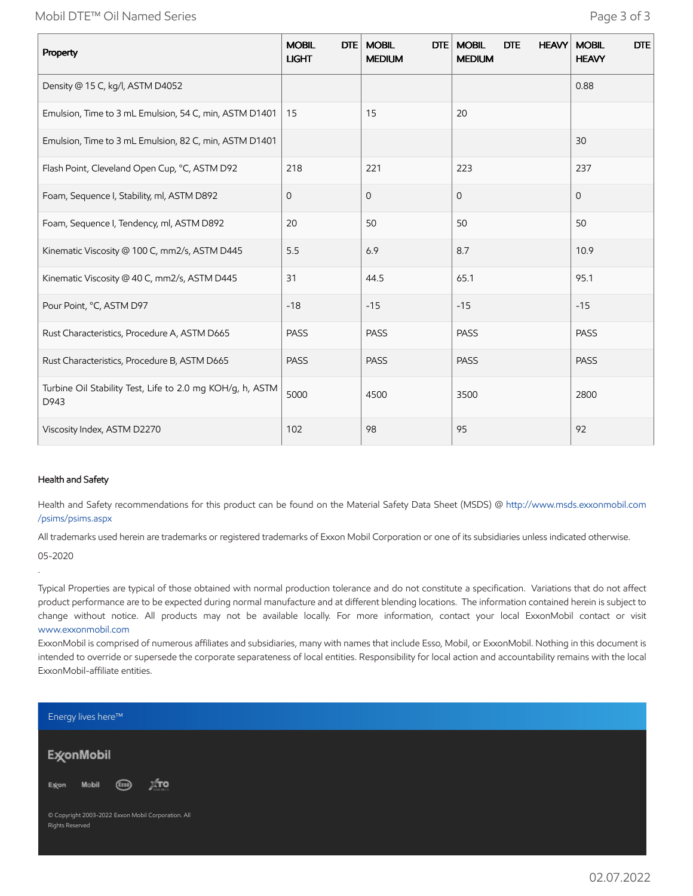| Property | MOBIL DTE LIGHT | MOBIL DTE MEDIUM | MOBIL DTE HEAVY MEDIUM | MOBIL DTE HEAVY |
|---|---|---|---|---|
| Density @ 15 C, kg/l, ASTM D4052 | | | | 0.88 |
| Emulsion, Time to 3 mL Emulsion, 54 C, min, ASTM D1401 | 15 | 15 | 20 | |
| Emulsion, Time to 3 mL Emulsion, 82 C, min, ASTM D1401 | | | | 30 |
| Flash Point, Cleveland Open Cup, °C, ASTM D92 | 218 | 221 | 223 | 237 |
| Foam, Sequence I, Stability, ml, ASTM D892 | 0 | 0 | 0 | 0 |
| Foam, Sequence I, Tendency, ml, ASTM D892 | 20 | 50 | 50 | 50 |
| Kinematic Viscosity @ 100 C, mm2/s, ASTM D445 | 5.5 | 6.9 | 8.7 | 10.9 |
| Kinematic Viscosity @ 40 C, mm2/s, ASTM D445 | 31 | 44.5 | 65.1 | 95.1 |
| Pour Point, °C, ASTM D97 | -18 | -15 | -15 | -15 |
| Rust Characteristics, Procedure A, ASTM D665 | PASS | PASS | PASS | PASS |
| Rust Characteristics, Procedure B, ASTM D665 | PASS | PASS | PASS | PASS |
| Turbine Oil Stability Test, Life to 2.0 mg KOH/g, h, ASTM D943 | 5000 | 4500 | 3500 | 2800 |
| Viscosity Index, ASTM D2270 | 102 | 98 | 95 | 92 |

### Health and Safety

Health and Safety recommendations for this product can be found on the Material Safety Data Sheet (MSDS) @ http://www.msds.exxonmobil.com/psims/psims.aspx

All trademarks used herein are trademarks or registered trademarks of Exxon Mobil Corporation or one of its subsidiaries unless indicated otherwise.

05-2020

.

Typical Properties are typical of those obtained with normal production tolerance and do not constitute a specification. Variations that do not affect product performance are to be expected during normal manufacture and at different blending locations. The information contained herein is subject to change without notice. All products may not be available locally. For more information, contact your local ExxonMobil contact or visit www.exxonmobil.com

ExxonMobil is comprised of numerous affiliates and subsidiaries, many with names that include Esso, Mobil, or ExxonMobil. Nothing in this document is intended to override or supersede the corporate separateness of local entities. Responsibility for local action and accountability remains with the local ExxonMobil-affiliate entities.

Energy lives here™

ExxonMobil

Exxon Mobil Esso XTO

© Copyright 2003-2022 Exxon Mobil Corporation. All Rights Reserved